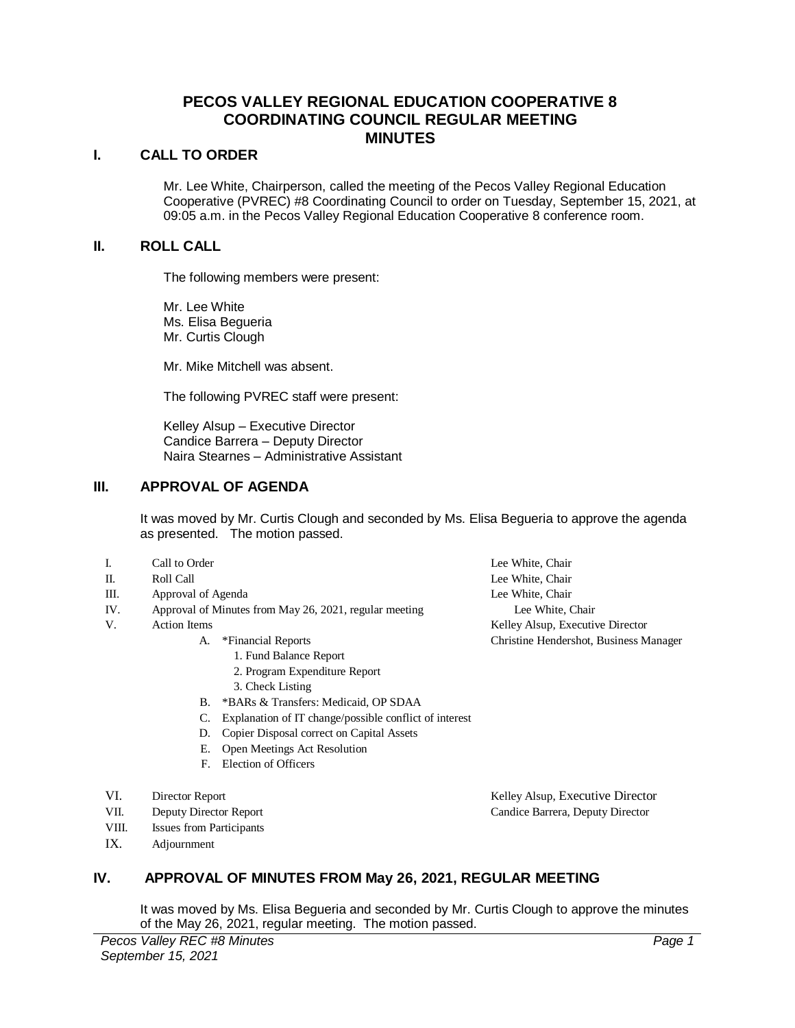# PECOS VALLEY REGIONAL EDUCATION COOPERATIVE 8 COORDINATING COUNCIL REGULAR MEETING MINUTES

## I. CALL TO ORDER

Mr. Lee White, Chairperson, called the meeting of the Pecos Valley Regional Education Cooperative (PVREC) #8 Coordinating Council to order on Tuesday, September 15, 2021, at 09:05 a.m. in the Pecos Valley Regional Education Cooperative 8 conference room.

## II. ROLL CALL

The following members were present:

Mr. Lee White
Ms. Elisa Begueria
Mr. Curtis Clough

Mr. Mike Mitchell was absent.

The following PVREC staff were present:

Kelley Alsup – Executive Director
Candice Barrera – Deputy Director
Naira Stearnes – Administrative Assistant

## III. APPROVAL OF AGENDA

It was moved by Mr. Curtis Clough and seconded by Ms. Elisa Begueria to approve the agenda as presented. The motion passed.

| | | |
|---|---|---|
| I. | Call to Order | Lee White, Chair |
| II. | Roll Call | Lee White, Chair |
| III. | Approval of Agenda | Lee White, Chair |
| IV. | Approval of Minutes from May 26, 2021, regular meeting | Lee White, Chair |
| V. | Action Items | Kelley Alsup, Executive Director |
| | A. *Financial Reports | Christine Hendershot, Business Manager |
| | 1. Fund Balance Report | |
| | 2. Program Expenditure Report | |
| | 3. Check Listing | |
| | B. *BARs & Transfers: Medicaid, OP SDAA | |
| | C. Explanation of IT change/possible conflict of interest | |
| | D. Copier Disposal correct on Capital Assets | |
| | E. Open Meetings Act Resolution | |
| | F. Election of Officers | |
| VI. | Director Report | Kelley Alsup, Executive Director |
| VII. | Deputy Director Report | Candice Barrera, Deputy Director |
| VIII. | Issues from Participants | |
| IX. | Adjournment | |

## IV. APPROVAL OF MINUTES FROM May 26, 2021, REGULAR MEETING

It was moved by Ms. Elisa Begueria and seconded by Mr. Curtis Clough to approve the minutes of the May 26, 2021, regular meeting. The motion passed.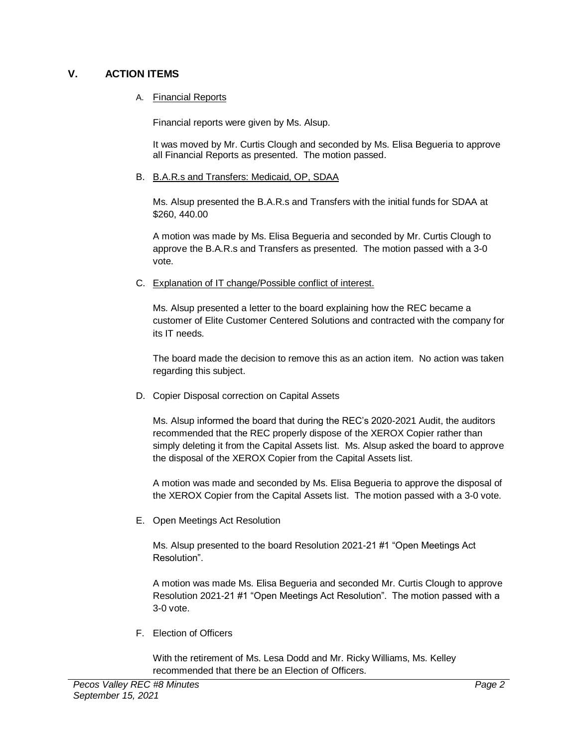## V. ACTION ITEMS

A. <u>Financial Reports</u>

Financial reports were given by Ms. Alsup.

It was moved by Mr. Curtis Clough and seconded by Ms. Elisa Begueria to approve all Financial Reports as presented. The motion passed.

B. <u>B.A.R.s and Transfers: Medicaid, OP, SDAA</u>

Ms. Alsup presented the B.A.R.s and Transfers with the initial funds for SDAA at $260, 440.00

A motion was made by Ms. Elisa Begueria and seconded by Mr. Curtis Clough to approve the B.A.R.s and Transfers as presented. The motion passed with a 3-0 vote.

C. <u>Explanation of IT change/Possible conflict of interest.</u>

Ms. Alsup presented a letter to the board explaining how the REC became a customer of Elite Customer Centered Solutions and contracted with the company for its IT needs.

The board made the decision to remove this as an action item. No action was taken regarding this subject.

D. Copier Disposal correction on Capital Assets

Ms. Alsup informed the board that during the REC's 2020-2021 Audit, the auditors recommended that the REC properly dispose of the XEROX Copier rather than simply deleting it from the Capital Assets list. Ms. Alsup asked the board to approve the disposal of the XEROX Copier from the Capital Assets list.

A motion was made and seconded by Ms. Elisa Begueria to approve the disposal of the XEROX Copier from the Capital Assets list. The motion passed with a 3-0 vote.

E. Open Meetings Act Resolution

Ms. Alsup presented to the board Resolution 2021-21 #1 "Open Meetings Act Resolution".

A motion was made Ms. Elisa Begueria and seconded Mr. Curtis Clough to approve Resolution 2021-21 #1 "Open Meetings Act Resolution". The motion passed with a 3-0 vote.

F. Election of Officers

With the retirement of Ms. Lesa Dodd and Mr. Ricky Williams, Ms. Kelley recommended that there be an Election of Officers.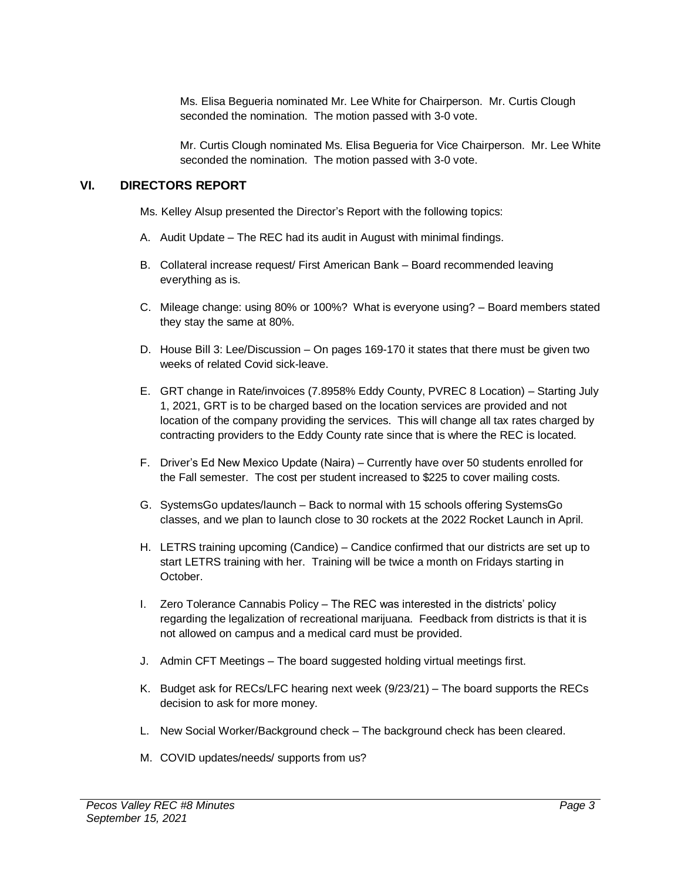Ms. Elisa Begueria nominated Mr. Lee White for Chairperson. Mr. Curtis Clough seconded the nomination. The motion passed with 3-0 vote.

Mr. Curtis Clough nominated Ms. Elisa Begueria for Vice Chairperson. Mr. Lee White seconded the nomination. The motion passed with 3-0 vote.

## VI. DIRECTORS REPORT

Ms. Kelley Alsup presented the Director's Report with the following topics:

A. Audit Update – The REC had its audit in August with minimal findings.

B. Collateral increase request/ First American Bank – Board recommended leaving everything as is.

C. Mileage change: using 80% or 100%? What is everyone using? – Board members stated they stay the same at 80%.

D. House Bill 3: Lee/Discussion – On pages 169-170 it states that there must be given two weeks of related Covid sick-leave.

E. GRT change in Rate/invoices (7.8958% Eddy County, PVREC 8 Location) – Starting July 1, 2021, GRT is to be charged based on the location services are provided and not location of the company providing the services. This will change all tax rates charged by contracting providers to the Eddy County rate since that is where the REC is located.

F. Driver's Ed New Mexico Update (Naira) – Currently have over 50 students enrolled for the Fall semester. The cost per student increased to $225 to cover mailing costs.

G. SystemsGo updates/launch – Back to normal with 15 schools offering SystemsGo classes, and we plan to launch close to 30 rockets at the 2022 Rocket Launch in April.

H. LETRS training upcoming (Candice) – Candice confirmed that our districts are set up to start LETRS training with her. Training will be twice a month on Fridays starting in October.

I. Zero Tolerance Cannabis Policy – The REC was interested in the districts' policy regarding the legalization of recreational marijuana. Feedback from districts is that it is not allowed on campus and a medical card must be provided.

J. Admin CFT Meetings – The board suggested holding virtual meetings first.

K. Budget ask for RECs/LFC hearing next week (9/23/21) – The board supports the RECs decision to ask for more money.

L. New Social Worker/Background check – The background check has been cleared.

M. COVID updates/needs/ supports from us?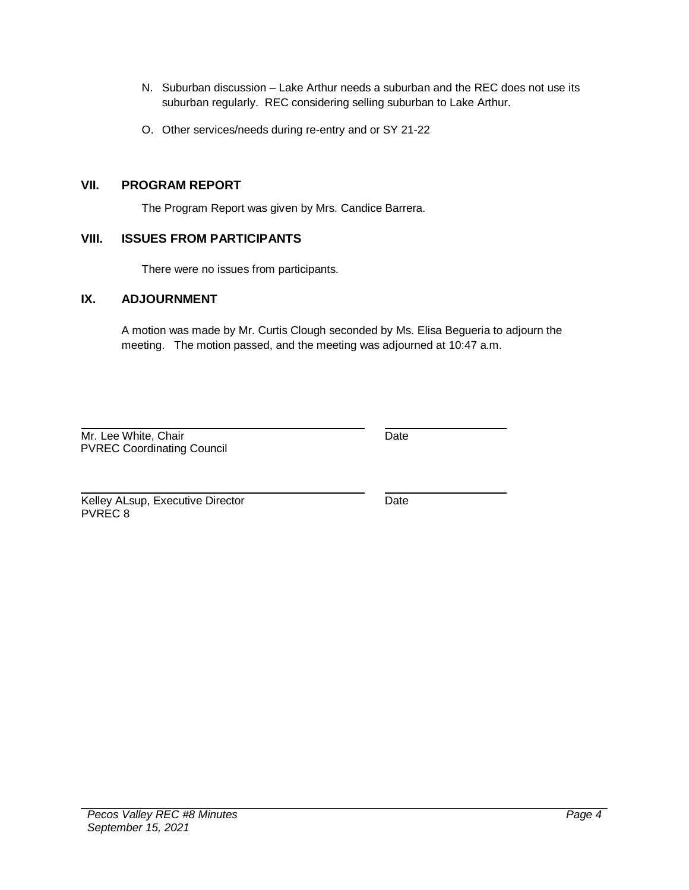N. Suburban discussion – Lake Arthur needs a suburban and the REC does not use its suburban regularly. REC considering selling suburban to Lake Arthur.

O. Other services/needs during re-entry and or SY 21-22

## VII. PROGRAM REPORT

The Program Report was given by Mrs. Candice Barrera.

## VIII. ISSUES FROM PARTICIPANTS

There were no issues from participants.

## IX. ADJOURNMENT

A motion was made by Mr. Curtis Clough seconded by Ms. Elisa Begueria to adjourn the meeting. The motion passed, and the meeting was adjourned at 10:47 a.m.

Mr. Lee White, Chair
PVREC Coordinating Council

Date

Kelley ALsup, Executive Director
PVREC 8

Date